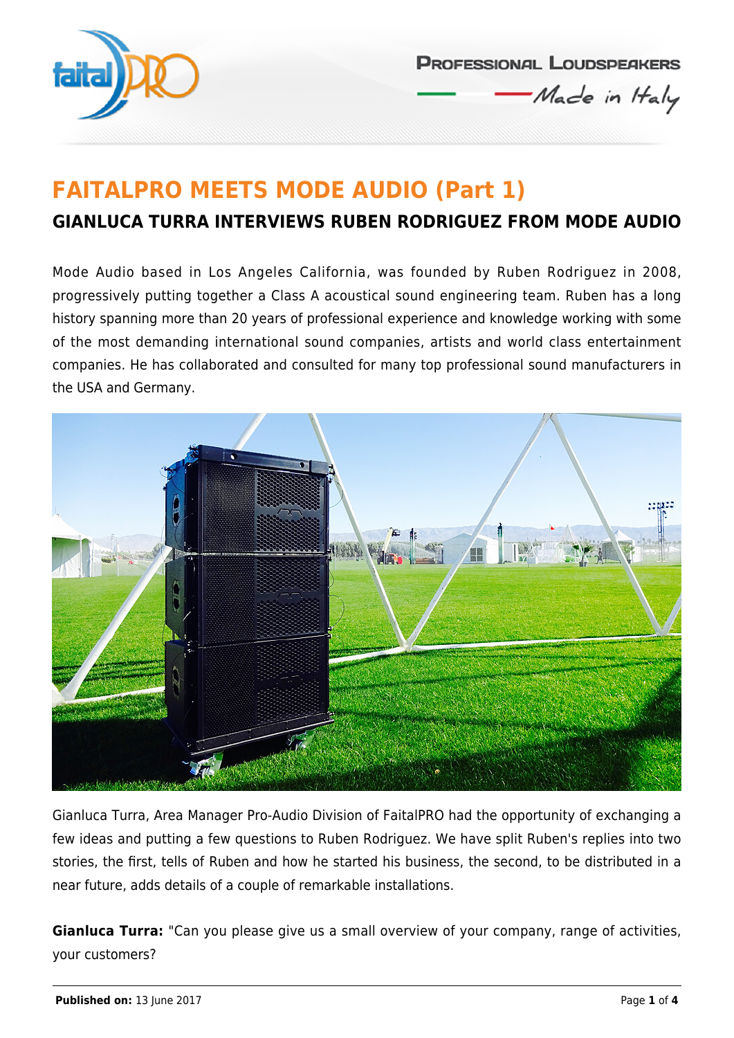# FAITALPRO MEETS MODE AUDIO (Part 1)

## GIANLUCA TURRA INTERVIEWS RUBEN RODRIGUEZ FROM MODE AUDIO

Mode Audio based in Los Angeles California, was founded by Ruben Rodriguez in 2008, progressively putting together a Class A acoustical sound engineering team. Ruben has a long history spanning more than 20 years of professional experience and knowledge working with some of the most demanding international sound companies, artists and world class entertainment companies. He has collaborated and consulted for many top professional sound manufacturers in the USA and Germany.

Gianluca Turra, Area Manager Pro-Audio Division of FaitalPRO had the opportunity of exchanging a few ideas and putting a few questions to Ruben Rodriguez. We have split Ruben's replies into two stories, the first, tells of Ruben and how he started his business, the second, to be distributed in a near future, adds details of a couple of remarkable installations.

**Gianluca Turra:** "Can you please give us a small overview of your company, range of activities, your customers?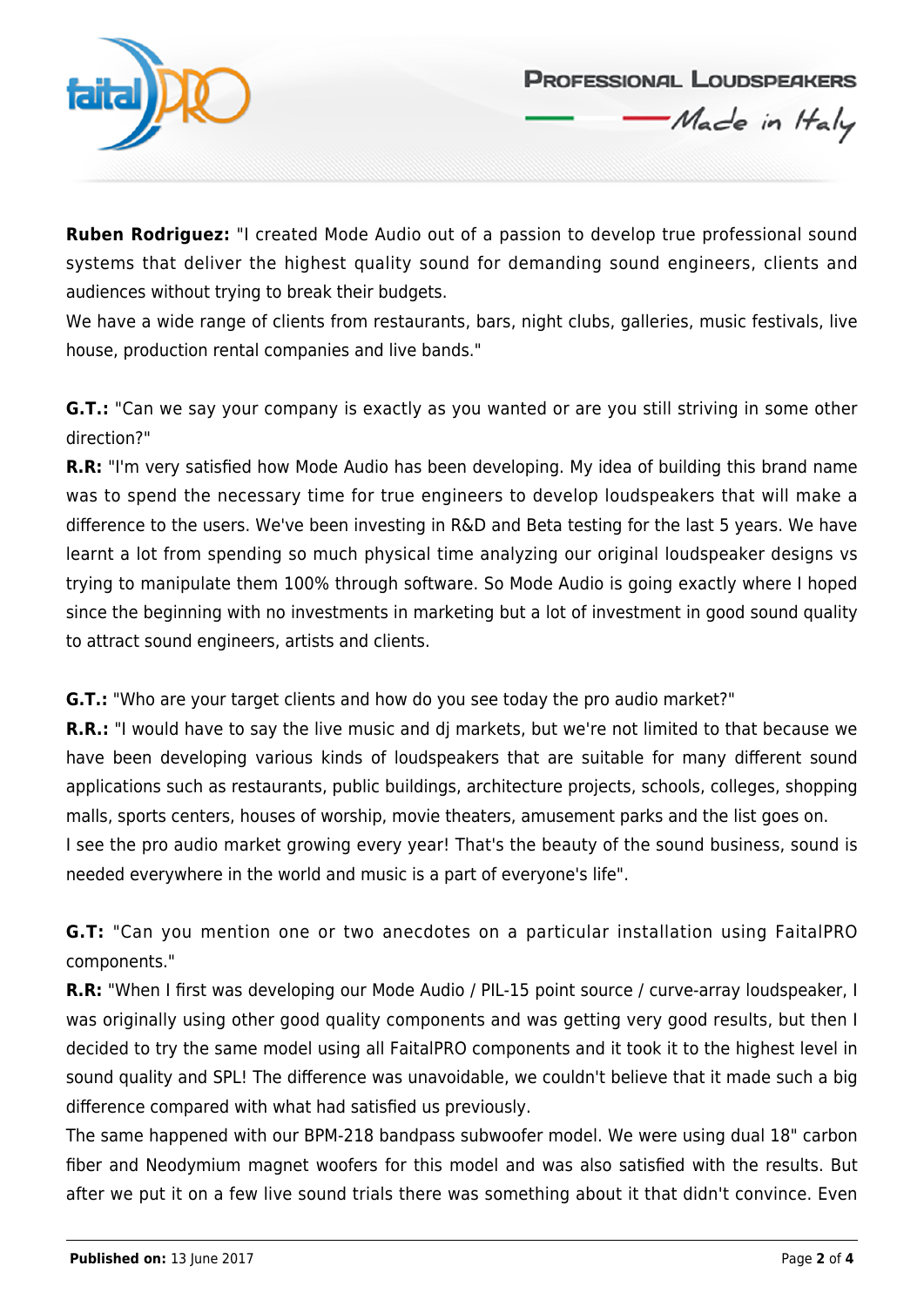**Ruben Rodriguez:** "I created Mode Audio out of a passion to develop true professional sound systems that deliver the highest quality sound for demanding sound engineers, clients and audiences without trying to break their budgets.
We have a wide range of clients from restaurants, bars, night clubs, galleries, music festivals, live house, production rental companies and live bands."

**G.T.:** "Can we say your company is exactly as you wanted or are you still striving in some other direction?"
**R.R:** "I'm very satisfied how Mode Audio has been developing. My idea of building this brand name was to spend the necessary time for true engineers to develop loudspeakers that will make a difference to the users. We've been investing in R&D and Beta testing for the last 5 years. We have learnt a lot from spending so much physical time analyzing our original loudspeaker designs vs trying to manipulate them 100% through software. So Mode Audio is going exactly where I hoped since the beginning with no investments in marketing but a lot of investment in good sound quality to attract sound engineers, artists and clients.

**G.T.:** "Who are your target clients and how do you see today the pro audio market?"
**R.R.:** "I would have to say the live music and dj markets, but we're not limited to that because we have been developing various kinds of loudspeakers that are suitable for many different sound applications such as restaurants, public buildings, architecture projects, schools, colleges, shopping malls, sports centers, houses of worship, movie theaters, amusement parks and the list goes on.
I see the pro audio market growing every year! That's the beauty of the sound business, sound is needed everywhere in the world and music is a part of everyone's life".

**G.T:** "Can you mention one or two anecdotes on a particular installation using FaitalPRO components."
**R.R:** "When I first was developing our Mode Audio / PIL-15 point source / curve-array loudspeaker, I was originally using other good quality components and was getting very good results, but then I decided to try the same model using all FaitalPRO components and it took it to the highest level in sound quality and SPL! The difference was unavoidable, we couldn't believe that it made such a big difference compared with what had satisfied us previously.
The same happened with our BPM-218 bandpass subwoofer model. We were using dual 18" carbon fiber and Neodymium magnet woofers for this model and was also satisfied with the results. But after we put it on a few live sound trials there was something about it that didn't convince. Even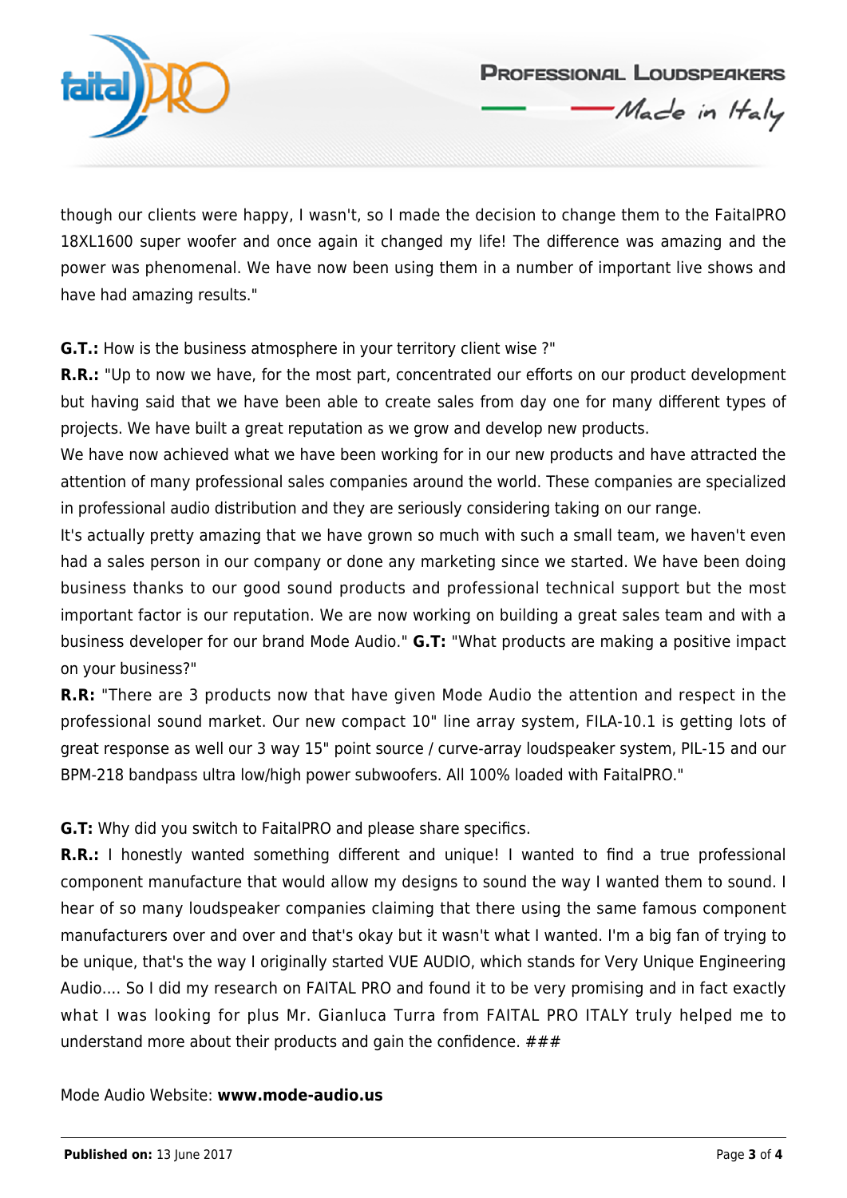though our clients were happy, I wasn't, so I made the decision to change them to the FaitalPRO 18XL1600 super woofer and once again it changed my life! The difference was amazing and the power was phenomenal. We have now been using them in a number of important live shows and have had amazing results."

**G.T.:** How is the business atmosphere in your territory client wise ?"

**R.R.:** "Up to now we have, for the most part, concentrated our efforts on our product development but having said that we have been able to create sales from day one for many different types of projects. We have built a great reputation as we grow and develop new products.

We have now achieved what we have been working for in our new products and have attracted the attention of many professional sales companies around the world. These companies are specialized in professional audio distribution and they are seriously considering taking on our range.

It's actually pretty amazing that we have grown so much with such a small team, we haven't even had a sales person in our company or done any marketing since we started. We have been doing business thanks to our good sound products and professional technical support but the most important factor is our reputation. We are now working on building a great sales team and with a business developer for our brand Mode Audio." **G.T:** "What products are making a positive impact on your business?"

**R.R:** "There are 3 products now that have given Mode Audio the attention and respect in the professional sound market. Our new compact 10" line array system, FILA-10.1 is getting lots of great response as well our 3 way 15" point source / curve-array loudspeaker system, PIL-15 and our BPM-218 bandpass ultra low/high power subwoofers. All 100% loaded with FaitalPRO."

**G.T:** Why did you switch to FaitalPRO and please share specifics.

**R.R.:** I honestly wanted something different and unique! I wanted to find a true professional component manufacture that would allow my designs to sound the way I wanted them to sound. I hear of so many loudspeaker companies claiming that there using the same famous component manufacturers over and over and that's okay but it wasn't what I wanted. I'm a big fan of trying to be unique, that's the way I originally started VUE AUDIO, which stands for Very Unique Engineering Audio.... So I did my research on FAITAL PRO and found it to be very promising and in fact exactly what I was looking for plus Mr. Gianluca Turra from FAITAL PRO ITALY truly helped me to understand more about their products and gain the confidence. ###

Mode Audio Website: **www.mode-audio.us**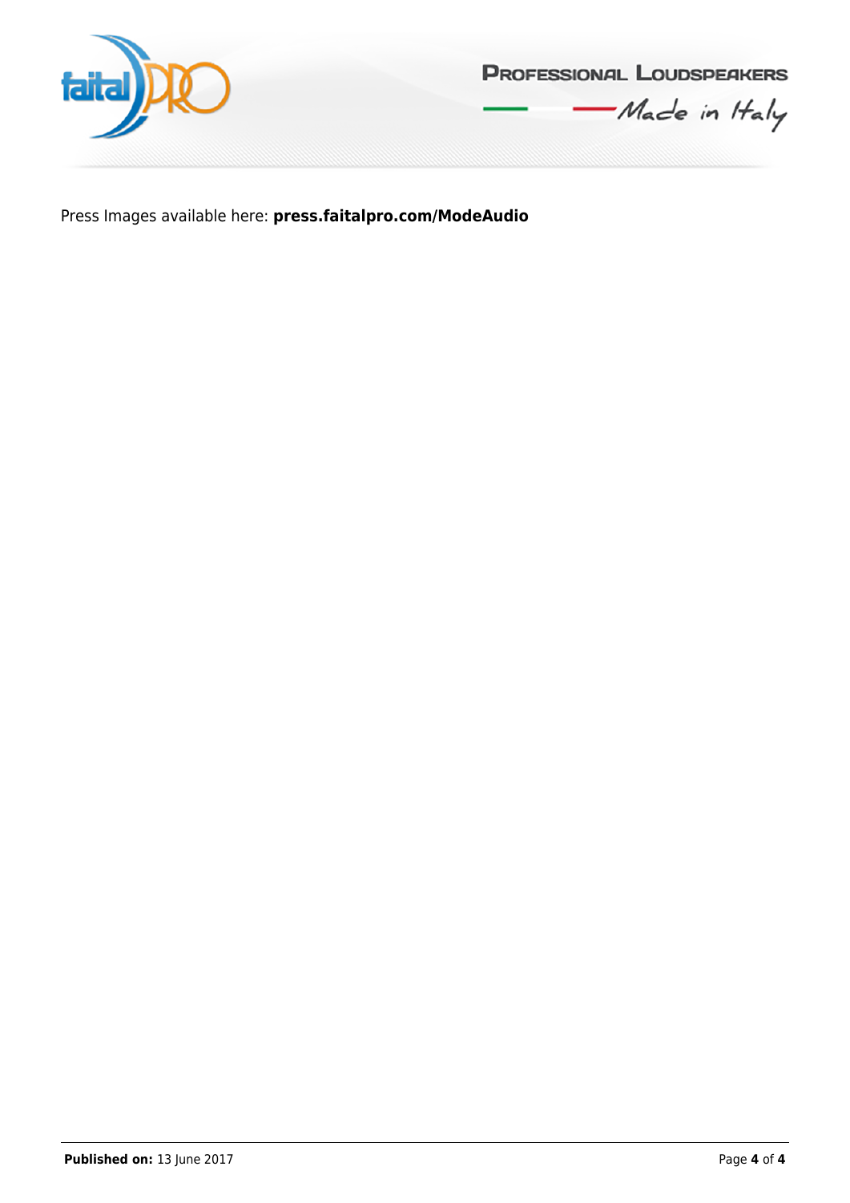Press Images available here: **press.faitalpro.com/ModeAudio**